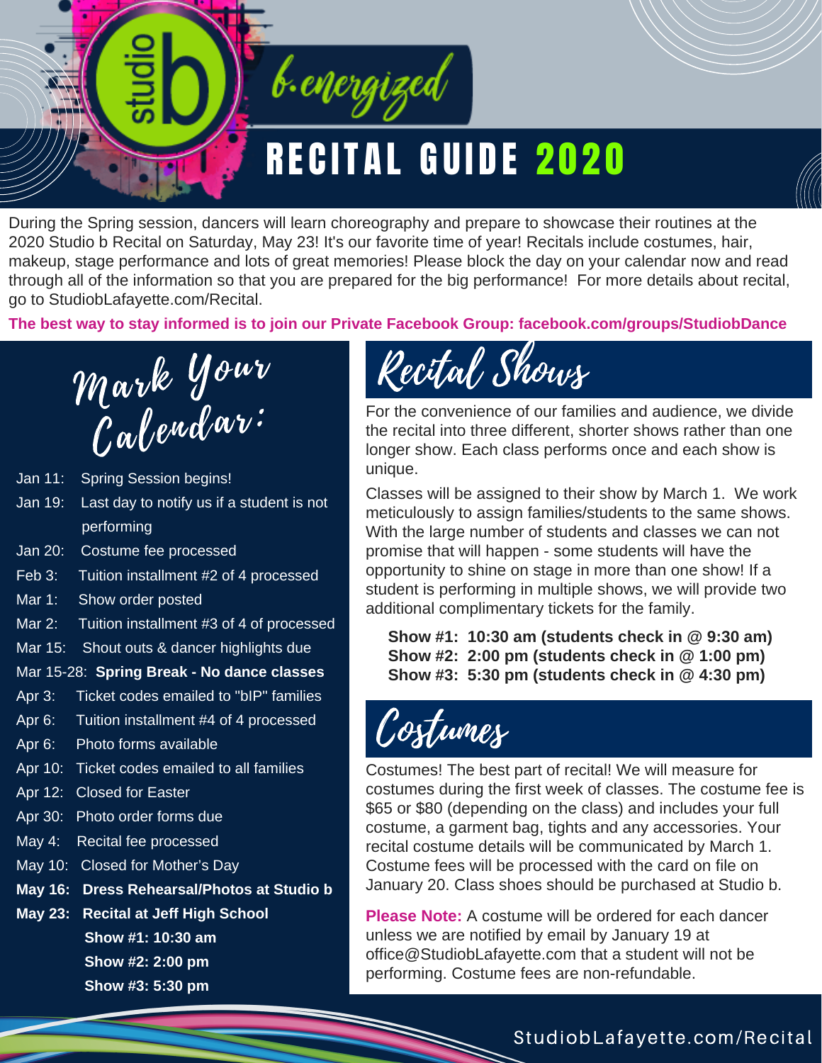# studio b — b.energized

# RECITAL GUIDE 2020

During the Spring session, dancers will learn choreography and prepare to showcase their routines at the 2020 Studio b Recital on Saturday, May 23! It's our favorite time of year! Recitals include costumes, hair, makeup, stage performance and lots of great memories! Please block the day on your calendar now and read through all of the information so that you are prepared for the big performance! For more details about recital, go to StudiobLafayette.com/Recital.

**The best way to stay informed is to join our Private Facebook Group: facebook.com/groups/StudiobDance**

## Mark Your Calendar:

- Jan 11: Spring Session begins!
- Jan 19: Last day to notify us if a student is not performing
- Jan 20: Costume fee processed
- Feb 3: Tuition installment #2 of 4 processed
- Mar 1: Show order posted
- Mar 2: Tuition installment #3 of 4 of processed
- Mar 15: Shout outs & dancer highlights due
- Mar 15-28: **Spring Break - No dance classes**
- Apr 3: Ticket codes emailed to "bIP" families
- Apr 6: Tuition installment #4 of 4 processed
- Apr 6: Photo forms available
- Apr 10: Ticket codes emailed to all families
- Apr 12: Closed for Easter
- Apr 30: Photo order forms due
- May 4: Recital fee processed
- May 10: Closed for Mother's Day
- **May 16: Dress Rehearsal/Photos at Studio b**
- **May 23: Recital at Jeff High School**
  - **Show #1: 10:30 am**
  - **Show #2: 2:00 pm**
  - **Show #3: 5:30 pm**

## Recital Shows

For the convenience of our families and audience, we divide the recital into three different, shorter shows rather than one longer show. Each class performs once and each show is unique.

Classes will be assigned to their show by March 1. We work meticulously to assign families/students to the same shows. With the large number of students and classes we can not promise that will happen - some students will have the opportunity to shine on stage in more than one show! If a student is performing in multiple shows, we will provide two additional complimentary tickets for the family.

**Show #1: 10:30 am (students check in @ 9:30 am)**
**Show #2: 2:00 pm (students check in @ 1:00 pm)**
**Show #3: 5:30 pm (students check in @ 4:30 pm)**

## Costumes

Costumes! The best part of recital! We will measure for costumes during the first week of classes. The costume fee is $65 or $80 (depending on the class) and includes your full costume, a garment bag, tights and any accessories. Your recital costume details will be communicated by March 1. Costume fees will be processed with the card on file on January 20. Class shoes should be purchased at Studio b.

**Please Note:** A costume will be ordered for each dancer unless we are notified by email by January 19 at office@StudiobLafayette.com that a student will not be performing. Costume fees are non-refundable.

StudiobLafayette.com/Recital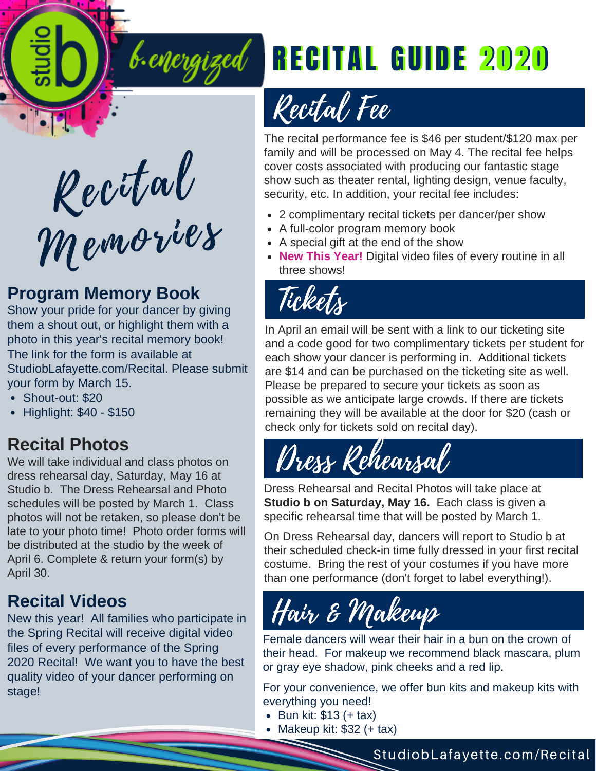b.energized

# RECITAL GUIDE 2020

# Recital Memories

## Program Memory Book

Show your pride for your dancer by giving them a shout out, or highlight them with a photo in this year's recital memory book! The link for the form is available at StudiobLafayette.com/Recital. Please submit your form by March 15.

- Shout-out: $20
- Highlight: $40 - $150

## Recital Photos

We will take individual and class photos on dress rehearsal day, Saturday, May 16 at Studio b. The Dress Rehearsal and Photo schedules will be posted by March 1. Class photos will not be retaken, so please don't be late to your photo time! Photo order forms will be distributed at the studio by the week of April 6. Complete & return your form(s) by April 30.

## Recital Videos

New this year! All families who participate in the Spring Recital will receive digital video files of every performance of the Spring 2020 Recital! We want you to have the best quality video of your dancer performing on stage!

## Recital Fee

The recital performance fee is $46 per student/$120 max per family and will be processed on May 4. The recital fee helps cover costs associated with producing our fantastic stage show such as theater rental, lighting design, venue faculty, security, etc. In addition, your recital fee includes:

- 2 complimentary recital tickets per dancer/per show
- A full-color program memory book
- A special gift at the end of the show
- **New This Year!** Digital video files of every routine in all three shows!

## Tickets

In April an email will be sent with a link to our ticketing site and a code good for two complimentary tickets per student for each show your dancer is performing in. Additional tickets are $14 and can be purchased on the ticketing site as well. Please be prepared to secure your tickets as soon as possible as we anticipate large crowds. If there are tickets remaining they will be available at the door for $20 (cash or check only for tickets sold on recital day).

## Dress Rehearsal

Dress Rehearsal and Recital Photos will take place at **Studio b on Saturday, May 16.** Each class is given a specific rehearsal time that will be posted by March 1.

On Dress Rehearsal day, dancers will report to Studio b at their scheduled check-in time fully dressed in your first recital costume. Bring the rest of your costumes if you have more than one performance (don't forget to label everything!).

## Hair & Makeup

Female dancers will wear their hair in a bun on the crown of their head. For makeup we recommend black mascara, plum or gray eye shadow, pink cheeks and a red lip.

For your convenience, we offer bun kits and makeup kits with everything you need!

- Bun kit: $13 (+ tax)
- Makeup kit: $32 (+ tax)

StudiobLafayette.com/Recital